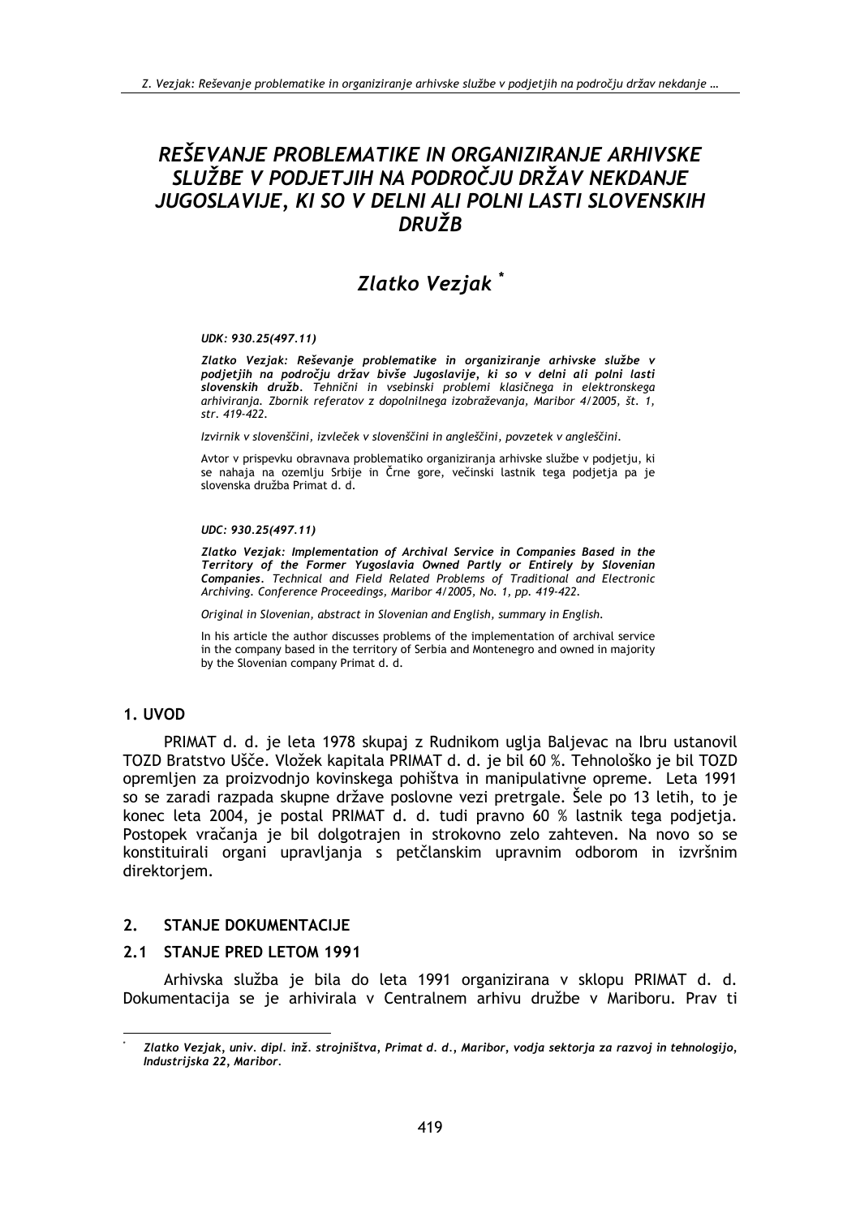# REŠEVANJE PROBLEMATIKE IN ORGANIZIRANJE ARHIVSKE SLUŽBE V PODJETJIH NA PODROČJU DRŽAV NEKDANJE JUGOSLAVIJE, KI SO V DELNI ALI POLNI LASTI SLOVENSKIH DRUŽB

## *Zlatko Vezjak* [*]

***UDK: 930.25(497.11)***

***Zlatko Vezjak: Reševanje problematike in organiziranje arhivske službe v podjetjih na področju držav bivše Jugoslavije, ki so v delni ali polni lasti slovenskih družb****. Tehnični in vsebinski problemi klasičnega in elektronskega arhiviranja. Zbornik referatov z dopolnilnega izobraževanja, Maribor 4/2005, št. 1, str. 419-422.*

*Izvirnik v slovenščini, izvleček v slovenščini in angleščini, povzetek v angleščini.*

Avtor v prispevku obravnava problematiko organiziranja arhivske službe v podjetju, ki se nahaja na ozemlju Srbije in Črne gore, večinski lastnik tega podjetja pa je slovenska družba Primat d. d.

***UDC: 930.25(497.11)***

***Zlatko Vezjak: Implementation of Archival Service in Companies Based in the Territory of the Former Yugoslavia Owned Partly or Entirely by Slovenian Companies****. Technical and Field Related Problems of Traditional and Electronic Archiving. Conference Proceedings, Maribor 4/2005, No. 1, pp. 419-422.*

*Original in Slovenian, abstract in Slovenian and English, summary in English.*

In his article the author discusses problems of the implementation of archival service in the company based in the territory of Serbia and Montenegro and owned in majority by the Slovenian company Primat d. d.

## 1. UVOD

PRIMAT d. d. je leta 1978 skupaj z Rudnikom uglja Baljevac na Ibru ustanovil TOZD Bratstvo Ušče. Vložek kapitala PRIMAT d. d. je bil 60 %. Tehnološko je bil TOZD opremljen za proizvodnjo kovinskega pohištva in manipulativne opreme. Leta 1991 so se zaradi razpada skupne države poslovne vezi pretrgale. Šele po 13 letih, to je konec leta 2004, je postal PRIMAT d. d. tudi pravno 60 % lastnik tega podjetja. Postopek vračanja je bil dolgotrajen in strokovno zelo zahteven. Na novo so se konstituirali organi upravljanja s petčlanskim upravnim odborom in izvršnim direktorjem.

## 2. STANJE DOKUMENTACIJE

### 2.1 STANJE PRED LETOM 1991

Arhivska služba je bila do leta 1991 organizirana v sklopu PRIMAT d. d. Dokumentacija se je arhivirala v Centralnem arhivu družbe v Mariboru. Prav ti

---

[*] *Zlatko Vezjak, univ. dipl. inž. strojništva, Primat d. d., Maribor, vodja sektorja za razvoj in tehnologijo, Industrijska 22, Maribor.*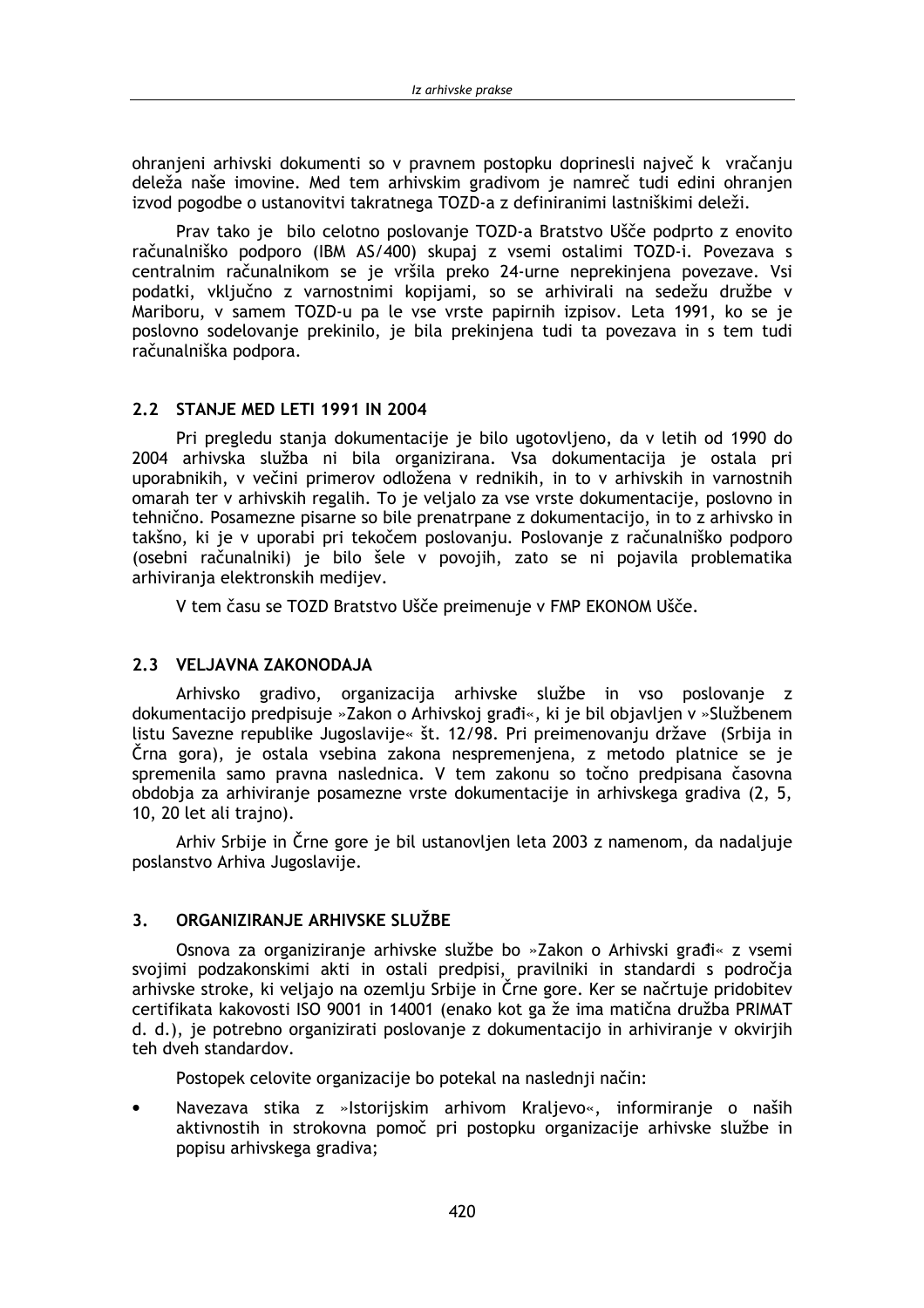ohranjeni arhivski dokumenti so v pravnem postopku doprinesli največ k vračanju deleža naše imovine. Med tem arhivskim gradivom je namreč tudi edini ohranjen izvod pogodbe o ustanovitvi takratnega TOZD-a z definiranimi lastniškimi deleži.

Prav tako je bilo celotno poslovanje TOZD-a Bratstvo Ušće podprto z enovito računalniško podporo (IBM AS/400) skupaj z vsemi ostalimi TOZD-i. Povezava s centralnim računalnikom se je vršila preko 24-urne neprekinjena povezave. Vsi podatki, vključno z varnostnimi kopijami, so se arhivirali na sedežu družbe v Mariboru, v samem TOZD-u pa le vse vrste papirnih izpisov. Leta 1991, ko se je poslovno sodelovanje prekinilo, je bila prekinjena tudi ta povezava in s tem tudi računalniška podpora.

## 2.2 STANJE MED LETI 1991 IN 2004

Pri pregledu stanja dokumentacije je bilo ugotovljeno, da v letih od 1990 do 2004 arhivska služba ni bila organizirana. Vsa dokumentacija je ostala pri uporabnikih, v večini primerov odložena v rednikih, in to v arhivskih in varnostnih omarah ter v arhivskih regalih. To je veljalo za vse vrste dokumentacije, poslovno in tehnično. Posamezne pisarne so bile prenatrpane z dokumentacijo, in to z arhivsko in takšno, ki je v uporabi pri tekočem poslovanju. Poslovanje z računalniško podporo (osebni računalniki) je bilo šele v povojih, zato se ni pojavila problematika arhiviranja elektronskih medijev.

V tem času se TOZD Bratstvo Ušće preimenuje v FMP EKONOM Ušće.

## 2.3 VELJAVNA ZAKONODAJA

Arhivsko gradivo, organizacija arhivske službe in vso poslovanje z dokumentacijo predpisuje »Zakon o Arhivskoj građi«, ki je bil objavljen v »Službenem listu Savezne republike Jugoslavije« št. 12/98. Pri preimenovanju države (Srbija in Črna gora), je ostala vsebina zakona nespremenjena, z metodo platnice se je spremenila samo pravna naslednica. V tem zakonu so točno predpisana časovna obdobja za arhiviranje posamezne vrste dokumentacije in arhivskega gradiva (2, 5, 10, 20 let ali trajno).

Arhiv Srbije in Črne gore je bil ustanovljen leta 2003 z namenom, da nadaljuje poslanstvo Arhiva Jugoslavije.

# 3. ORGANIZIRANJE ARHIVSKE SLUŽBE

Osnova za organiziranje arhivske službe bo »Zakon o Arhivski građi« z vsemi svojimi podzakonskimi akti in ostali predpisi, pravilniki in standardi s področja arhivske stroke, ki veljajo na ozemlju Srbije in Črne gore. Ker se načrtuje pridobitev certifikata kakovosti ISO 9001 in 14001 (enako kot ga že ima matična družba PRIMAT d. d.), je potrebno organizirati poslovanje z dokumentacijo in arhiviranje v okvirjih teh dveh standardov.

Postopek celovite organizacije bo potekal na naslednji način:

- Navezava stika z »Istorijskim arhivom Kraljevo«, informiranje o naših aktivnostih in strokovna pomoč pri postopku organizacije arhivske službe in popisu arhivskega gradiva;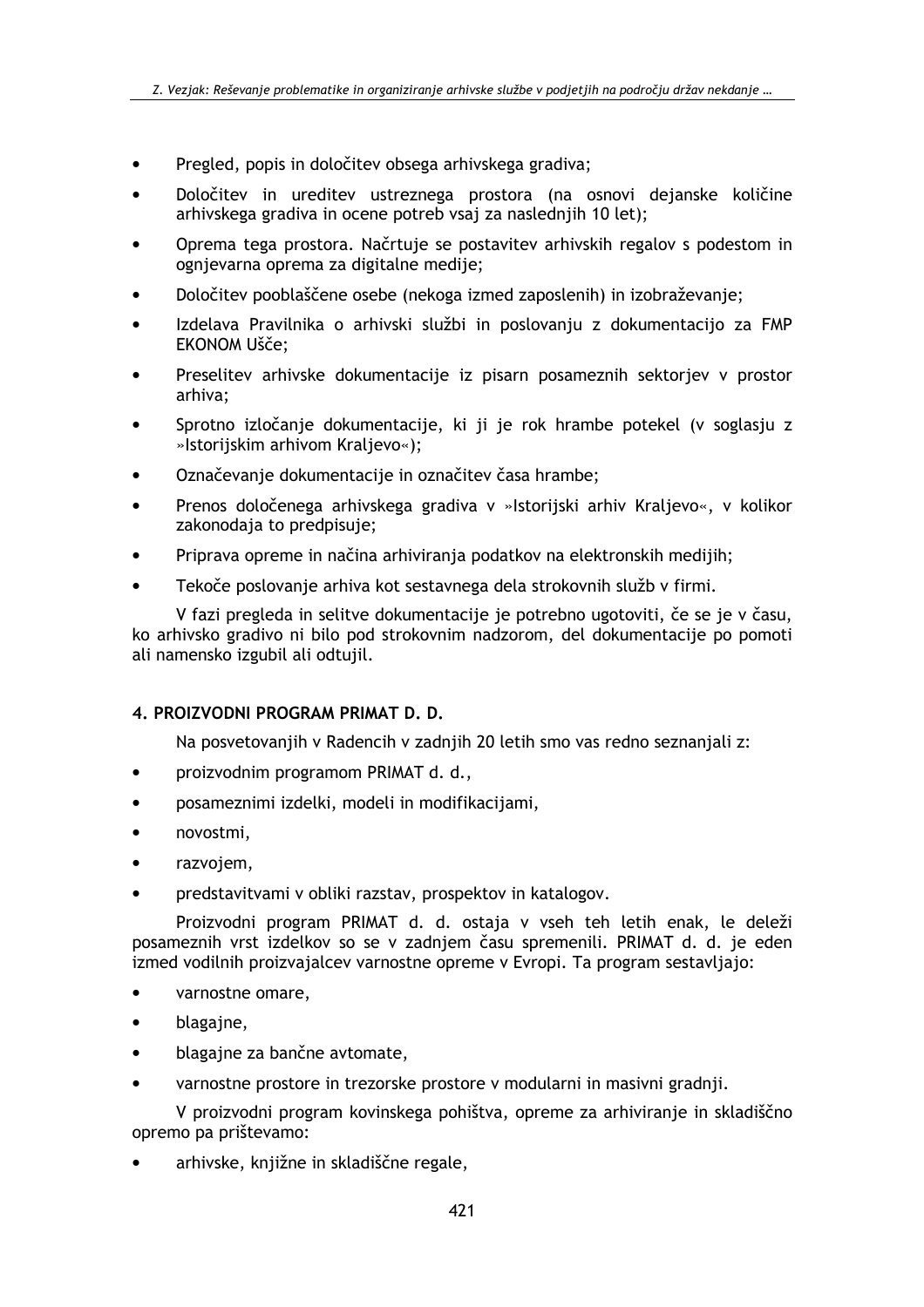- Pregled, popis in določitev obsega arhivskega gradiva;
- Določitev in ureditev ustreznega prostora (na osnovi dejanske količine arhivskega gradiva in ocene potreb vsaj za naslednjih 10 let);
- Oprema tega prostora. Načrtuje se postavitev arhivskih regalov s podestom in ognjevarna oprema za digitalne medije;
- Določitev pooblaščene osebe (nekoga izmed zaposlenih) in izobraževanje;
- Izdelava Pravilnika o arhivski službi in poslovanju z dokumentacijo za FMP EKONOM Ušče;
- Preselitev arhivske dokumentacije iz pisarn posameznih sektorjev v prostor arhiva;
- Sprotno izločanje dokumentacije, ki ji je rok hrambe potekel (v soglasju z »Istorijskim arhivom Kraljevo«);
- Označevanje dokumentacije in označitev časa hrambe;
- Prenos določenega arhivskega gradiva v »Istorijski arhiv Kraljevo«, v kolikor zakonodaja to predpisuje;
- Priprava opreme in načina arhiviranja podatkov na elektronskih medijih;
- Tekoče poslovanje arhiva kot sestavnega dela strokovnih služb v firmi.

V fazi pregleda in selitve dokumentacije je potrebno ugotoviti, če se je v času, ko arhivsko gradivo ni bilo pod strokovnim nadzorom, del dokumentacije po pomoti ali namensko izgubil ali odtujil.

## 4. PROIZVODNI PROGRAM PRIMAT D. D.

Na posvetovanjih v Radencih v zadnjih 20 letih smo vas redno seznanjali z:

- proizvodnim programom PRIMAT d. d.,
- posameznimi izdelki, modeli in modifikacijami,
- novostmi,
- razvojem,
- predstavitvami v obliki razstav, prospektov in katalogov.

Proizvodni program PRIMAT d. d. ostaja v vseh teh letih enak, le deleži posameznih vrst izdelkov so se v zadnjem času spremenili. PRIMAT d. d. je eden izmed vodilnih proizvajalcev varnostne opreme v Evropi. Ta program sestavljajo:

- varnostne omare,
- blagajne,
- blagajne za bančne avtomate,
- varnostne prostore in trezorske prostore v modularni in masivni gradnji.

V proizvodni program kovinskega pohištva, opreme za arhiviranje in skladiščno opremo pa prištevamo:

- arhivske, knjižne in skladiščne regale,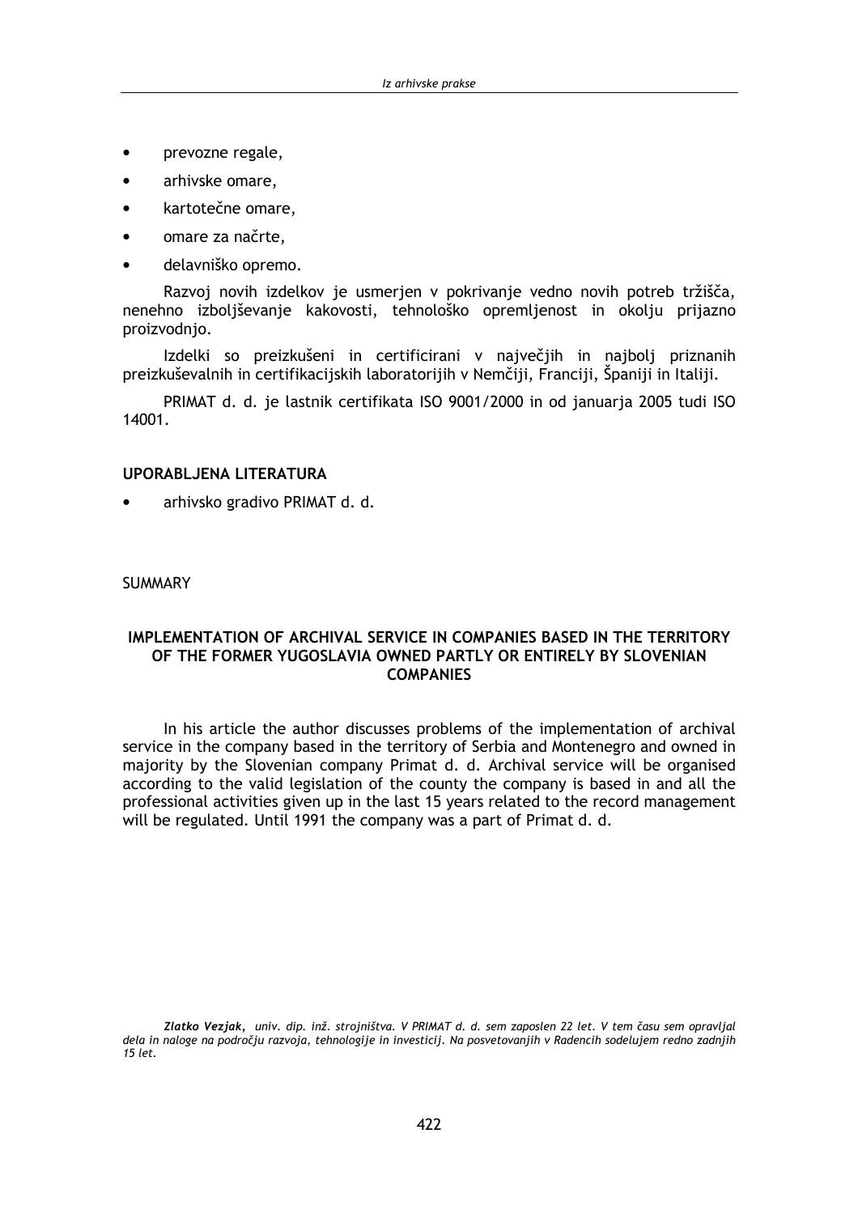- prevozne regale,
- arhivske omare,
- kartotečne omare,
- omare za načrte,
- delavniško opremo.

Razvoj novih izdelkov je usmerjen v pokrivanje vedno novih potreb tržišča, nenehno izboljševanje kakovosti, tehnološko opremljenost in okolju prijazno proizvodnjo.

Izdelki so preizkušeni in certificirani v največjih in najbolj priznanih preizkuševalnih in certifikacijskih laboratorijih v Nemčiji, Franciji, Španiji in Italiji.

PRIMAT d. d. je lastnik certifikata ISO 9001/2000 in od januarja 2005 tudi ISO 14001.

## UPORABLJENA LITERATURA

- arhivsko gradivo PRIMAT d. d.

SUMMARY

## IMPLEMENTATION OF ARCHIVAL SERVICE IN COMPANIES BASED IN THE TERRITORY OF THE FORMER YUGOSLAVIA OWNED PARTLY OR ENTIRELY BY SLOVENIAN COMPANIES

In his article the author discusses problems of the implementation of archival service in the company based in the territory of Serbia and Montenegro and owned in majority by the Slovenian company Primat d. d. Archival service will be organised according to the valid legislation of the county the company is based in and all the professional activities given up in the last 15 years related to the record management will be regulated. Until 1991 the company was a part of Primat d. d.

***Zlatko Vezjak****, univ. dip. inž. strojništva. V PRIMAT d. d. sem zaposlen 22 let. V tem času sem opravljal dela in naloge na področju razvoja, tehnologije in investicij. Na posvetovanjih v Radencih sodelujem redno zadnjih 15 let.*